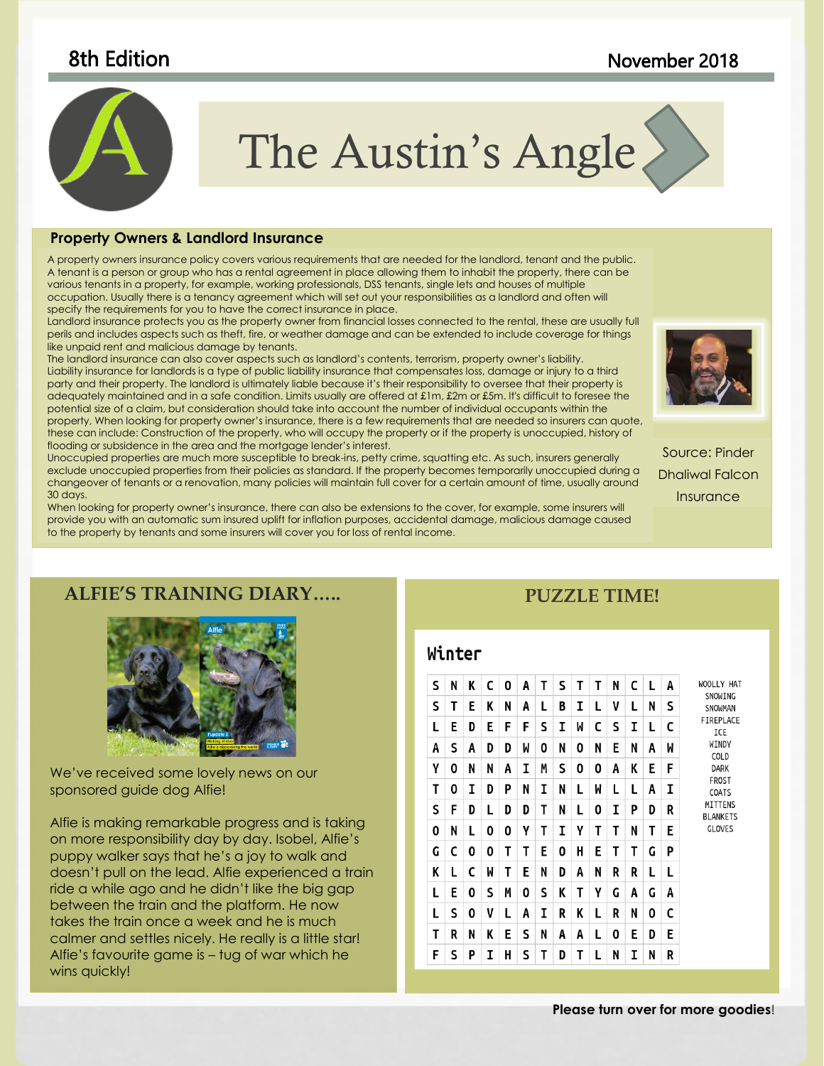8th Edition — November 2018

# The Austin's Angle

## Property Owners & Landlord Insurance

A property owners insurance policy covers various requirements that are needed for the landlord, tenant and the public. A tenant is a person or group who has a rental agreement in place allowing them to inhabit the property, there can be various tenants in a property, for example, working professionals, DSS tenants, single lets and houses of multiple occupation. Usually there is a tenancy agreement which will set out your responsibilities as a landlord and often will specify the requirements for you to have the correct insurance in place.

Landlord insurance protects you as the property owner from financial losses connected to the rental, these are usually full perils and includes aspects such as theft, fire, or weather damage and can be extended to include coverage for things like unpaid rent and malicious damage by tenants.

The landlord insurance can also cover aspects such as landlord's contents, terrorism, property owner's liability.

Liability insurance for landlords is a type of public liability insurance that compensates loss, damage or injury to a third party and their property. The landlord is ultimately liable because it's their responsibility to oversee that their property is adequately maintained and in a safe condition. Limits usually are offered at £1m, £2m or £5m. It's difficult to foresee the potential size of a claim, but consideration should take into account the number of individual occupants within the property. When looking for property owner's insurance, there is a few requirements that are needed so insurers can quote, these can include: Construction of the property, who will occupy the property or if the property is unoccupied, history of flooding or subsidence in the area and the mortgage lender's interest.

Unoccupied properties are much more susceptible to break-ins, petty crime, squatting etc. As such, insurers generally exclude unoccupied properties from their policies as standard. If the property becomes temporarily unoccupied during a changeover of tenants or a renovation, many policies will maintain full cover for a certain amount of time, usually around 30 days.

When looking for property owner's insurance, there can also be extensions to the cover, for example, some insurers will provide you with an automatic sum insured uplift for inflation purposes, accidental damage, malicious damage caused to the property by tenants and some insurers will cover you for loss of rental income.

Source: Pinder Dhaliwal Falcon Insurance

## ALFIE'S TRAINING DIARY.....

We've received some lovely news on our sponsored guide dog Alfie!

Alfie is making remarkable progress and is taking on more responsibility day by day. Isobel, Alfie's puppy walker says that he's a joy to walk and doesn't pull on the lead. Alfie experienced a train ride a while ago and he didn't like the big gap between the train and the platform. He now takes the train once a week and he is much calmer and settles nicely. He really is a little star! Alfie's favourite game is – tug of war which he wins quickly!

## PUZZLE TIME!

### Winter

| | | | | | | | | | | | | | |
|---|---|---|---|---|---|---|---|---|---|---|---|---|---|
| S | N | K | C | O | A | T | S | T | T | N | C | L | A |
| S | T | E | K | N | A | L | B | I | L | V | L | N | S |
| L | E | D | E | F | F | S | I | W | C | S | I | L | C |
| A | S | A | D | D | W | O | N | O | N | E | N | A | W |
| Y | O | N | N | A | I | M | S | O | O | A | K | E | F |
| T | O | I | D | P | N | I | N | L | W | L | L | A | I |
| S | F | D | L | D | D | T | N | L | O | I | P | D | R |
| O | N | L | O | O | Y | T | I | Y | T | T | N | T | E |
| G | C | O | O | T | T | E | O | H | E | T | T | G | P |
| K | L | C | W | T | E | N | D | A | N | R | R | L | L |
| L | E | O | S | M | O | S | K | T | Y | G | A | G | A |
| L | S | O | V | L | A | I | R | K | L | R | N | O | C |
| T | R | N | K | E | S | N | A | A | L | O | E | D | E |
| F | S | P | I | H | S | T | D | T | L | N | I | N | R |

WOOLLY HAT
SNOWING
SNOWMAN
FIREPLACE
ICE
WINDY
COLD
DARK
FROST
COATS
MITTENS
BLANKETS
GLOVES

**Please turn over for more goodies!**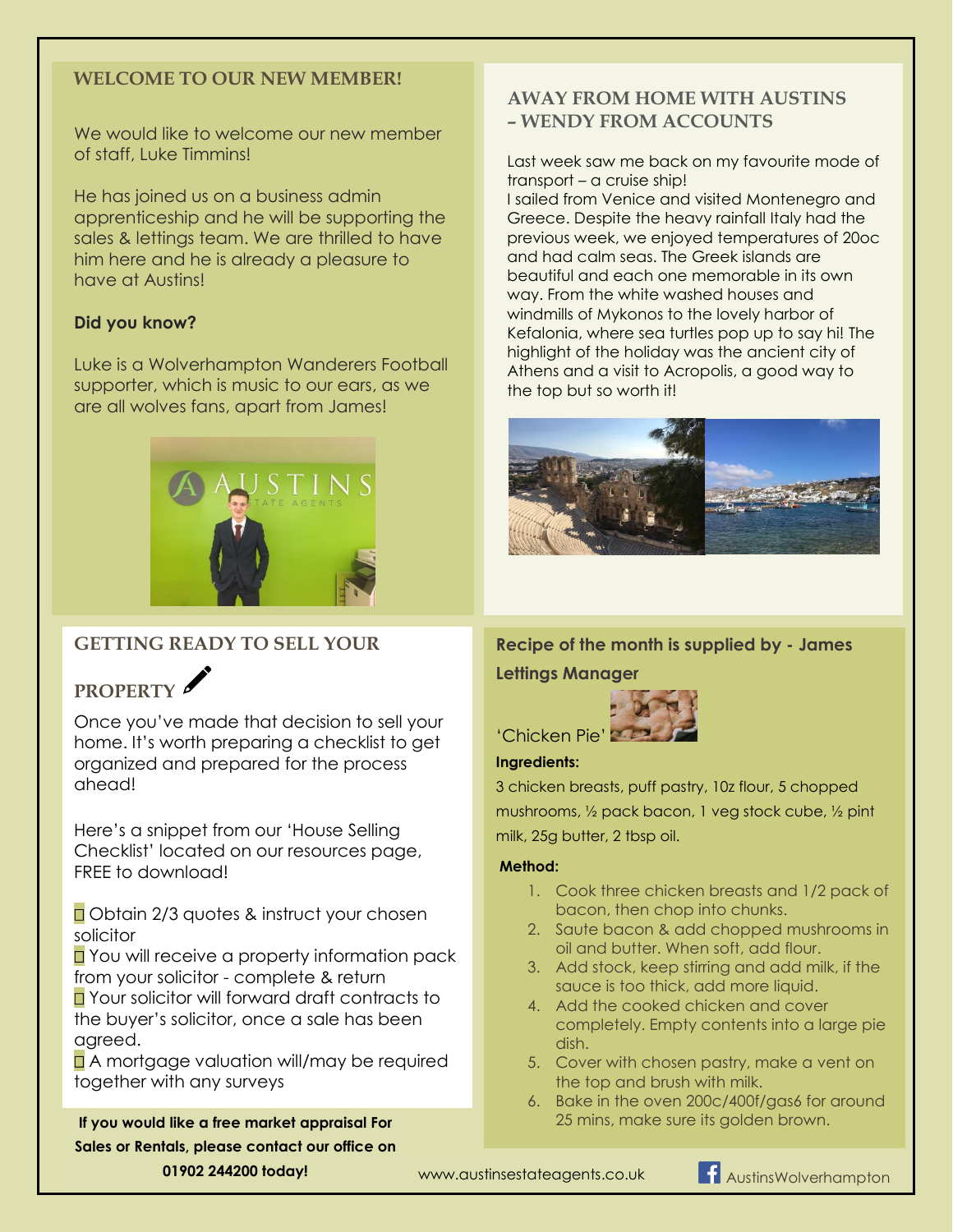## WELCOME TO OUR NEW MEMBER!

We would like to welcome our new member of staff, Luke Timmins!

He has joined us on a business admin apprenticeship and he will be supporting the sales & lettings team. We are thrilled to have him here and he is already a pleasure to have at Austins!

**Did you know?**

Luke is a Wolverhampton Wanderers Football supporter, which is music to our ears, as we are all wolves fans, apart from James!

## AWAY FROM HOME WITH AUSTINS – WENDY FROM ACCOUNTS

Last week saw me back on my favourite mode of transport – a cruise ship!
I sailed from Venice and visited Montenegro and Greece. Despite the heavy rainfall Italy had the previous week, we enjoyed temperatures of 20oc and had calm seas. The Greek islands are beautiful and each one memorable in its own way. From the white washed houses and windmills of Mykonos to the lovely harbor of Kefalonia, where sea turtles pop up to say hi! The highlight of the holiday was the ancient city of Athens and a visit to Acropolis, a good way to the top but so worth it!

## GETTING READY TO SELL YOUR PROPERTY

Once you've made that decision to sell your home. It's worth preparing a checklist to get organized and prepared for the process ahead!

Here's a snippet from our 'House Selling Checklist' located on our resources page, FREE to download!

- Obtain 2/3 quotes & instruct your chosen solicitor
- You will receive a property information pack from your solicitor - complete & return
- Your solicitor will forward draft contracts to the buyer's solicitor, once a sale has been agreed.
- A mortgage valuation will/may be required together with any surveys

**If you would like a free market appraisal For Sales or Rentals, please contact our office on 01902 244200 today!**

## Recipe of the month is supplied by - James Lettings Manager

'Chicken Pie'

**Ingredients:**

3 chicken breasts, puff pastry, 1oz flour, 5 chopped mushrooms, ½ pack bacon, 1 veg stock cube, ½ pint milk, 25g butter, 2 tbsp oil.

**Method:**

1. Cook three chicken breasts and 1/2 pack of bacon, then chop into chunks.
2. Saute bacon & add chopped mushrooms in oil and butter. When soft, add flour.
3. Add stock, keep stirring and add milk, if the sauce is too thick, add more liquid.
4. Add the cooked chicken and cover completely. Empty contents into a large pie dish.
5. Cover with chosen pastry, make a vent on the top and brush with milk.
6. Bake in the oven 200c/400f/gas6 for around 25 mins, make sure its golden brown.

www.austinsestateagents.co.uk

AustinsWolverhampton